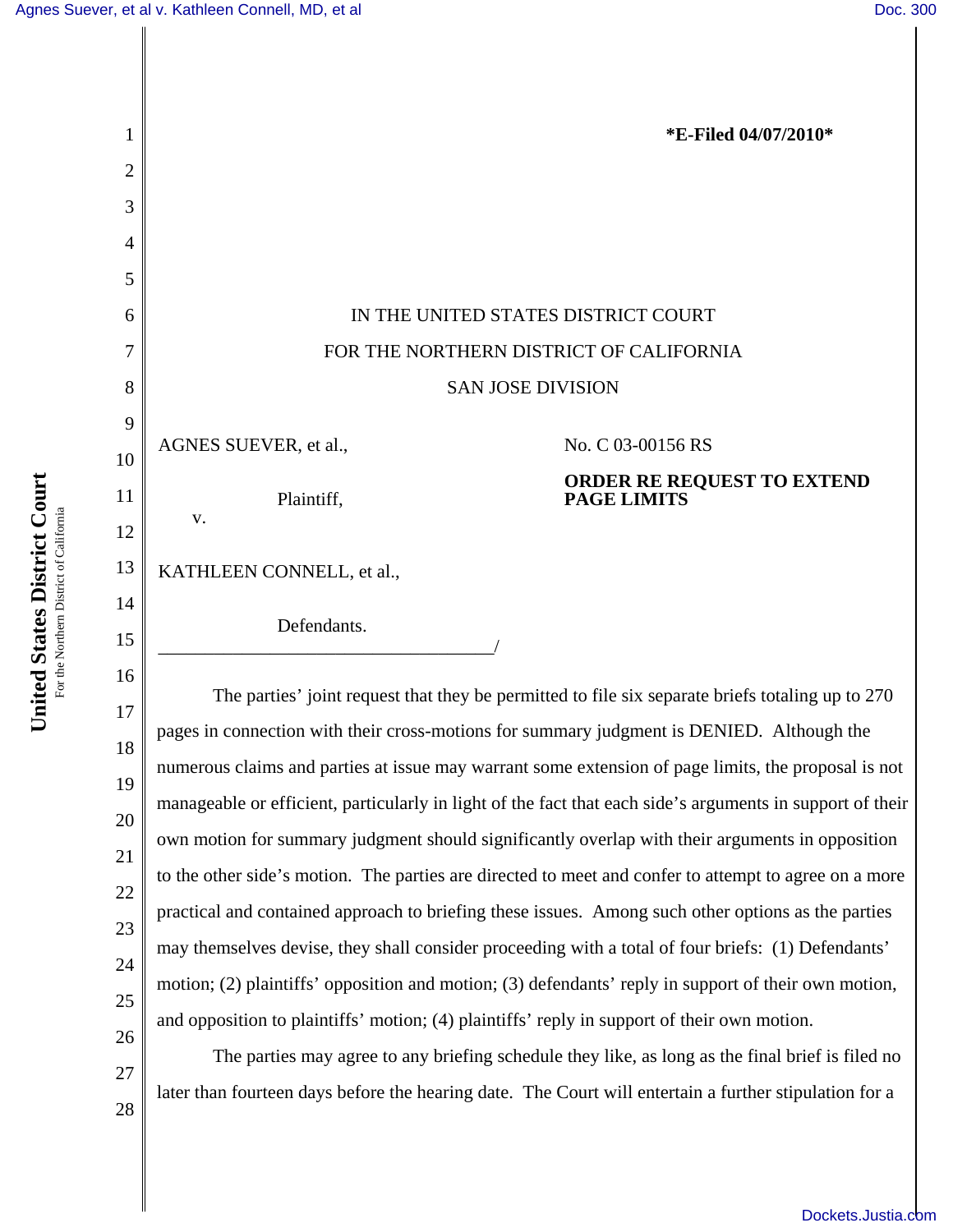\*E-Filed 04/07/2010\*

IN THE UNITED STATES DISTRICT COURT

FOR THE NORTHERN DISTRICT OF CALIFORNIA

SAN JOSE DIVISION

AGNES SUEVER, et al.,

Plaintiff,

v.

KATHLEEN CONNELL, et al.,

Defendants.

No. C 03-00156 RS

**ORDER RE REQUEST TO EXTEND PAGE LIMITS**

The parties' joint request that they be permitted to file six separate briefs totaling up to 270 pages in connection with their cross-motions for summary judgment is DENIED. Although the numerous claims and parties at issue may warrant some extension of page limits, the proposal is not manageable or efficient, particularly in light of the fact that each side's arguments in support of their own motion for summary judgment should significantly overlap with their arguments in opposition to the other side's motion. The parties are directed to meet and confer to attempt to agree on a more practical and contained approach to briefing these issues. Among such other options as the parties may themselves devise, they shall consider proceeding with a total of four briefs: (1) Defendants' motion; (2) plaintiffs' opposition and motion; (3) defendants' reply in support of their own motion, and opposition to plaintiffs' motion; (4) plaintiffs' reply in support of their own motion.

The parties may agree to any briefing schedule they like, as long as the final brief is filed no later than fourteen days before the hearing date. The Court will entertain a further stipulation for a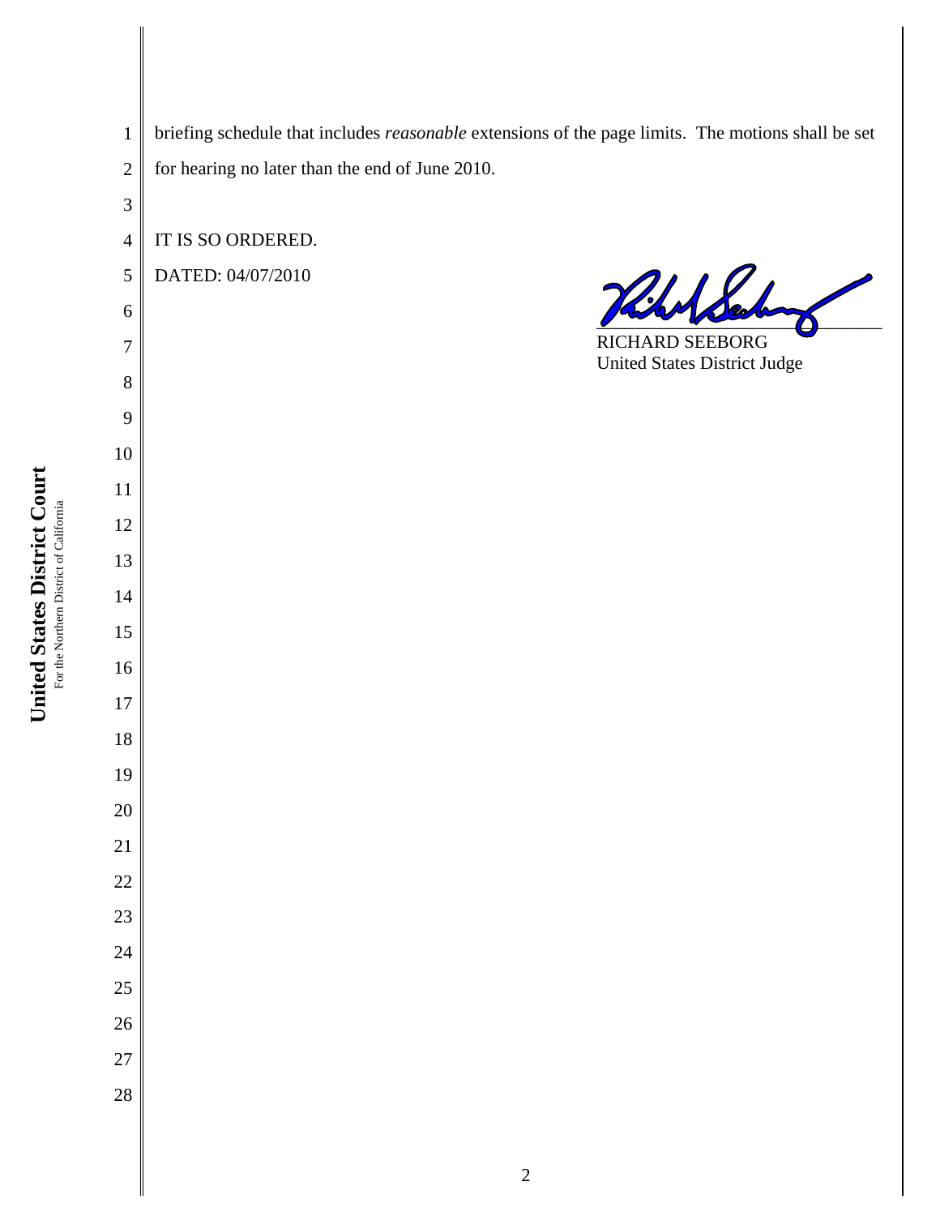briefing schedule that includes *reasonable* extensions of the page limits. The motions shall be set for hearing no later than the end of June 2010.

IT IS SO ORDERED.

DATED: 04/07/2010

RICHARD SEEBORG
United States District Judge